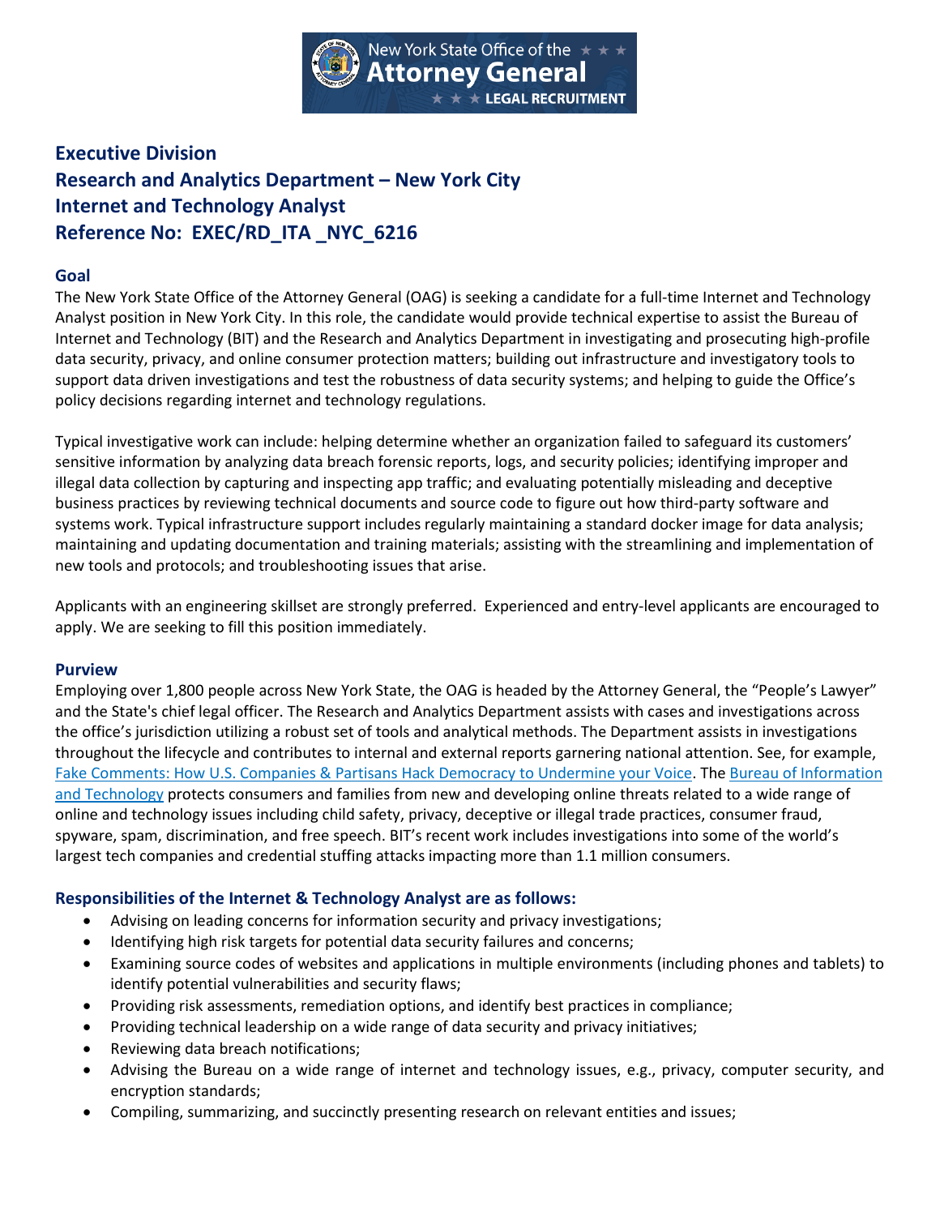# Executive Division
# Research and Analytics Department – New York City
# Internet and Technology Analyst
# Reference No: EXEC/RD_ITA _NYC_6216

## Goal

The New York State Office of the Attorney General (OAG) is seeking a candidate for a full-time Internet and Technology Analyst position in New York City. In this role, the candidate would provide technical expertise to assist the Bureau of Internet and Technology (BIT) and the Research and Analytics Department in investigating and prosecuting high-profile data security, privacy, and online consumer protection matters; building out infrastructure and investigatory tools to support data driven investigations and test the robustness of data security systems; and helping to guide the Office's policy decisions regarding internet and technology regulations.

Typical investigative work can include: helping determine whether an organization failed to safeguard its customers' sensitive information by analyzing data breach forensic reports, logs, and security policies; identifying improper and illegal data collection by capturing and inspecting app traffic; and evaluating potentially misleading and deceptive business practices by reviewing technical documents and source code to figure out how third-party software and systems work. Typical infrastructure support includes regularly maintaining a standard docker image for data analysis; maintaining and updating documentation and training materials; assisting with the streamlining and implementation of new tools and protocols; and troubleshooting issues that arise.

Applicants with an engineering skillset are strongly preferred. Experienced and entry-level applicants are encouraged to apply. We are seeking to fill this position immediately.

## Purview

Employing over 1,800 people across New York State, the OAG is headed by the Attorney General, the "People's Lawyer" and the State's chief legal officer. The Research and Analytics Department assists with cases and investigations across the office's jurisdiction utilizing a robust set of tools and analytical methods. The Department assists in investigations throughout the lifecycle and contributes to internal and external reports garnering national attention. See, for example, Fake Comments: How U.S. Companies & Partisans Hack Democracy to Undermine your Voice. The Bureau of Information and Technology protects consumers and families from new and developing online threats related to a wide range of online and technology issues including child safety, privacy, deceptive or illegal trade practices, consumer fraud, spyware, spam, discrimination, and free speech. BIT's recent work includes investigations into some of the world's largest tech companies and credential stuffing attacks impacting more than 1.1 million consumers.

## Responsibilities of the Internet & Technology Analyst are as follows:

- Advising on leading concerns for information security and privacy investigations;
- Identifying high risk targets for potential data security failures and concerns;
- Examining source codes of websites and applications in multiple environments (including phones and tablets) to identify potential vulnerabilities and security flaws;
- Providing risk assessments, remediation options, and identify best practices in compliance;
- Providing technical leadership on a wide range of data security and privacy initiatives;
- Reviewing data breach notifications;
- Advising the Bureau on a wide range of internet and technology issues, e.g., privacy, computer security, and encryption standards;
- Compiling, summarizing, and succinctly presenting research on relevant entities and issues;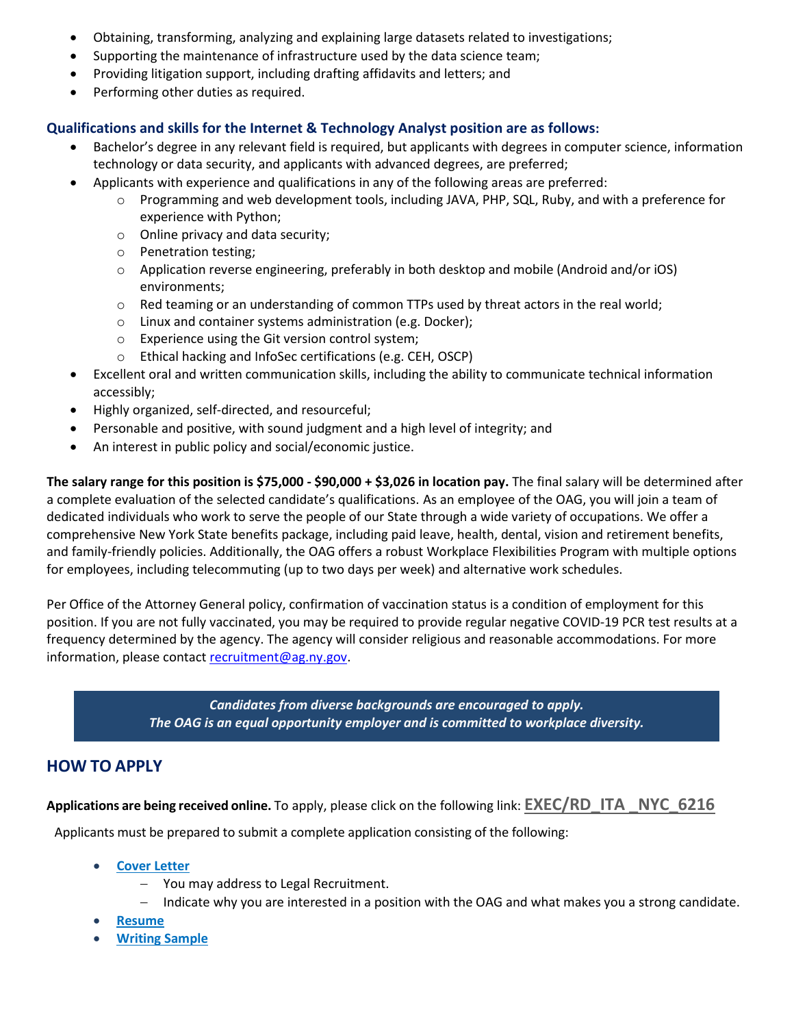- Obtaining, transforming, analyzing and explaining large datasets related to investigations;
- Supporting the maintenance of infrastructure used by the data science team;
- Providing litigation support, including drafting affidavits and letters; and
- Performing other duties as required.

### Qualifications and skills for the Internet & Technology Analyst position are as follows:

- Bachelor's degree in any relevant field is required, but applicants with degrees in computer science, information technology or data security, and applicants with advanced degrees, are preferred;
- Applicants with experience and qualifications in any of the following areas are preferred:
  - Programming and web development tools, including JAVA, PHP, SQL, Ruby, and with a preference for experience with Python;
  - Online privacy and data security;
  - Penetration testing;
  - Application reverse engineering, preferably in both desktop and mobile (Android and/or iOS) environments;
  - Red teaming or an understanding of common TTPs used by threat actors in the real world;
  - Linux and container systems administration (e.g. Docker);
  - Experience using the Git version control system;
  - Ethical hacking and InfoSec certifications (e.g. CEH, OSCP)
- Excellent oral and written communication skills, including the ability to communicate technical information accessibly;
- Highly organized, self-directed, and resourceful;
- Personable and positive, with sound judgment and a high level of integrity; and
- An interest in public policy and social/economic justice.

**The salary range for this position is $75,000 - $90,000 + $3,026 in location pay.** The final salary will be determined after a complete evaluation of the selected candidate's qualifications. As an employee of the OAG, you will join a team of dedicated individuals who work to serve the people of our State through a wide variety of occupations. We offer a comprehensive New York State benefits package, including paid leave, health, dental, vision and retirement benefits, and family-friendly policies. Additionally, the OAG offers a robust Workplace Flexibilities Program with multiple options for employees, including telecommuting (up to two days per week) and alternative work schedules.

Per Office of the Attorney General policy, confirmation of vaccination status is a condition of employment for this position. If you are not fully vaccinated, you may be required to provide regular negative COVID-19 PCR test results at a frequency determined by the agency. The agency will consider religious and reasonable accommodations. For more information, please contact recruitment@ag.ny.gov.

***Candidates from diverse backgrounds are encouraged to apply.***
***The OAG is an equal opportunity employer and is committed to workplace diversity.***

## HOW TO APPLY

**Applications are being received online.** To apply, please click on the following link: **EXEC/RD_ITA _NYC_6216**

Applicants must be prepared to submit a complete application consisting of the following:

- **Cover Letter**
  - You may address to Legal Recruitment.
  - Indicate why you are interested in a position with the OAG and what makes you a strong candidate.
- **Resume**
- **Writing Sample**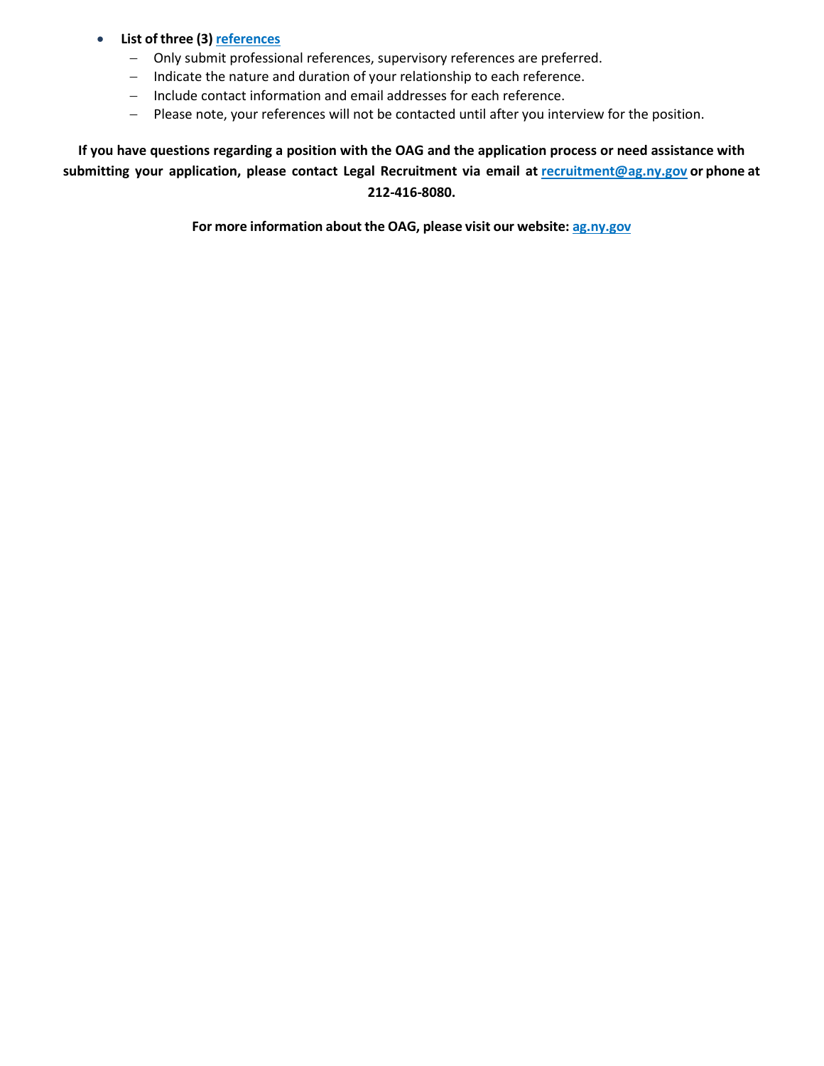- **List of three (3) [references](references)**
  - Only submit professional references, supervisory references are preferred.
  - Indicate the nature and duration of your relationship to each reference.
  - Include contact information and email addresses for each reference.
  - Please note, your references will not be contacted until after you interview for the position.

**If you have questions regarding a position with the OAG and the application process or need assistance with submitting your application, please contact Legal Recruitment via email at recruitment@ag.ny.gov or phone at 212-416-8080.**

**For more information about the OAG, please visit our website: ag.ny.gov**